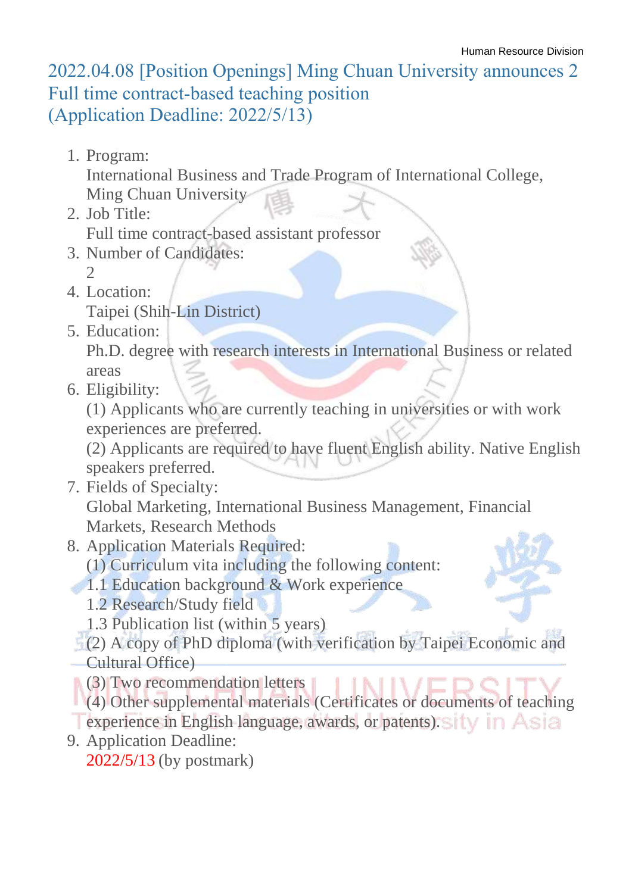Human Resource Division

# 2022.04.08 [Position Openings] Ming Chuan University announces 2 Full time contract-based teaching position (Application Deadline: 2022/5/13)

1. Program:
   International Business and Trade Program of International College, Ming Chuan University
2. Job Title:
   Full time contract-based assistant professor
3. Number of Candidates:
   2
4. Location:
   Taipei (Shih-Lin District)
5. Education:
   Ph.D. degree with research interests in International Business or related areas
6. Eligibility:
   (1) Applicants who are currently teaching in universities or with work experiences are preferred.
   (2) Applicants are required to have fluent English ability. Native English speakers preferred.
7. Fields of Specialty:
   Global Marketing, International Business Management, Financial Markets, Research Methods
8. Application Materials Required:
   (1) Curriculum vita including the following content:
   1.1 Education background & Work experience
   1.2 Research/Study field
   1.3 Publication list (within 5 years)
   (2) A copy of PhD diploma (with verification by Taipei Economic and Cultural Office)
   (3) Two recommendation letters
   (4) Other supplemental materials (Certificates or documents of teaching experience in English language, awards, or patents).
9. Application Deadline:
   2022/5/13 (by postmark)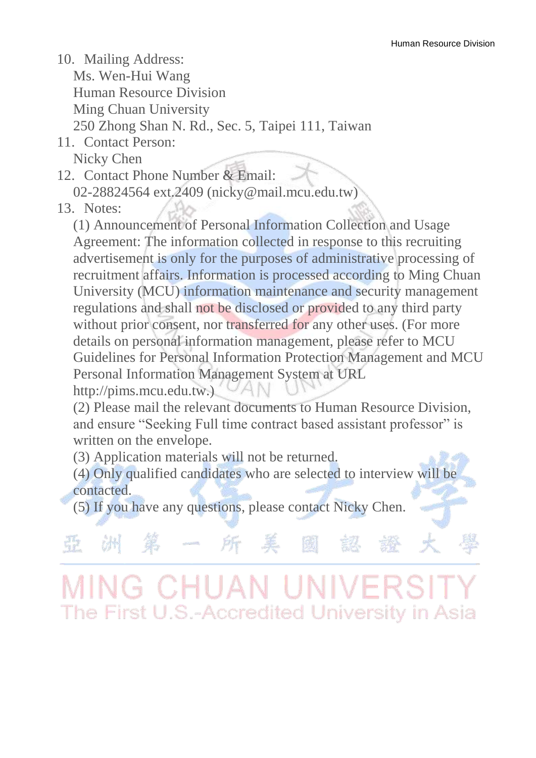10. Mailing Address:
    Ms. Wen-Hui Wang
    Human Resource Division
    Ming Chuan University
    250 Zhong Shan N. Rd., Sec. 5, Taipei 111, Taiwan
11. Contact Person:
    Nicky Chen
12. Contact Phone Number & Email:
    02-28824564 ext.2409 (nicky@mail.mcu.edu.tw)
13. Notes:
    (1) Announcement of Personal Information Collection and Usage Agreement: The information collected in response to this recruiting advertisement is only for the purposes of administrative processing of recruitment affairs. Information is processed according to Ming Chuan University (MCU) information maintenance and security management regulations and shall not be disclosed or provided to any third party without prior consent, nor transferred for any other uses. (For more details on personal information management, please refer to MCU Guidelines for Personal Information Protection Management and MCU Personal Information Management System at URL http://pims.mcu.edu.tw.)
    (2) Please mail the relevant documents to Human Resource Division, and ensure "Seeking Full time contract based assistant professor" is written on the envelope.
    (3) Application materials will not be returned.
    (4) Only qualified candidates who are selected to interview will be contacted.
    (5) If you have any questions, please contact Nicky Chen.